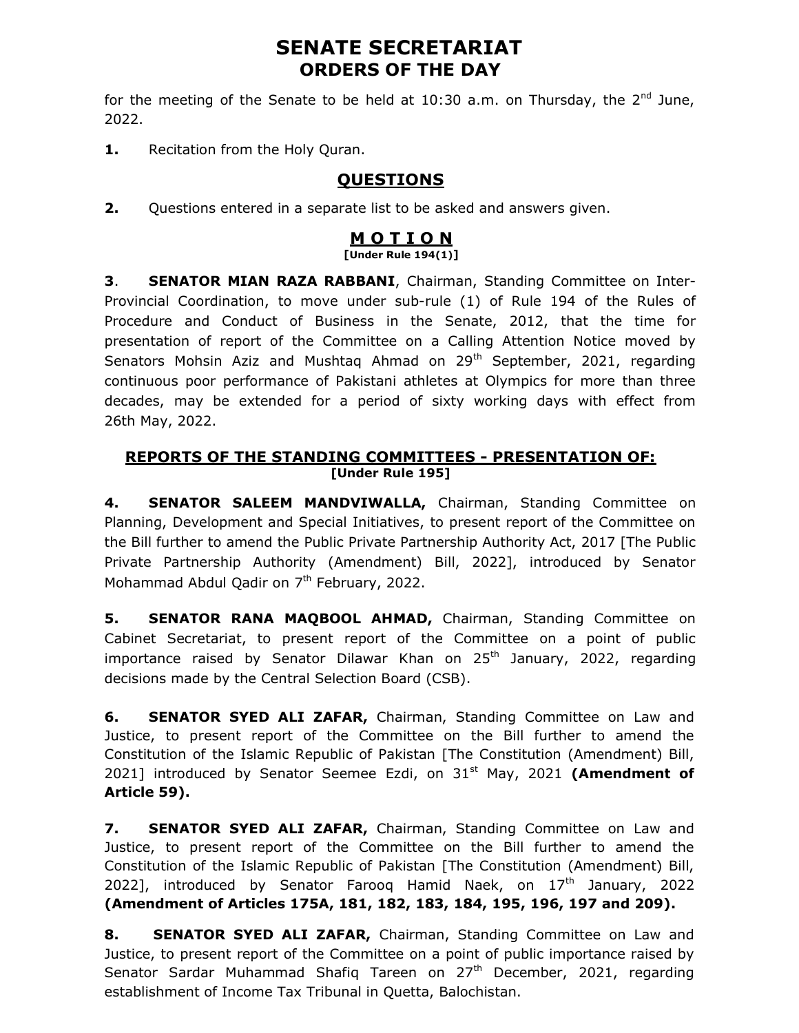# SENATE SECRETARIAT
## ORDERS OF THE DAY

for the meeting of the Senate to be held at 10:30 a.m. on Thursday, the 2nd June, 2022.

**1.** Recitation from the Holy Quran.

## QUESTIONS

**2.** Questions entered in a separate list to be asked and answers given.

## M O T I O N
**[Under Rule 194(1)]**

**3**. **SENATOR MIAN RAZA RABBANI**, Chairman, Standing Committee on Inter-Provincial Coordination, to move under sub-rule (1) of Rule 194 of the Rules of Procedure and Conduct of Business in the Senate, 2012, that the time for presentation of report of the Committee on a Calling Attention Notice moved by Senators Mohsin Aziz and Mushtaq Ahmad on 29th September, 2021, regarding continuous poor performance of Pakistani athletes at Olympics for more than three decades, may be extended for a period of sixty working days with effect from 26th May, 2022.

## REPORTS OF THE STANDING COMMITTEES - PRESENTATION OF:
**[Under Rule 195]**

**4.** **SENATOR SALEEM MANDVIWALLA,** Chairman, Standing Committee on Planning, Development and Special Initiatives, to present report of the Committee on the Bill further to amend the Public Private Partnership Authority Act, 2017 [The Public Private Partnership Authority (Amendment) Bill, 2022], introduced by Senator Mohammad Abdul Qadir on 7th February, 2022.

**5.** **SENATOR RANA MAQBOOL AHMAD,** Chairman, Standing Committee on Cabinet Secretariat, to present report of the Committee on a point of public importance raised by Senator Dilawar Khan on 25th January, 2022, regarding decisions made by the Central Selection Board (CSB).

**6.** **SENATOR SYED ALI ZAFAR,** Chairman, Standing Committee on Law and Justice, to present report of the Committee on the Bill further to amend the Constitution of the Islamic Republic of Pakistan [The Constitution (Amendment) Bill, 2021] introduced by Senator Seemee Ezdi, on 31st May, 2021 **(Amendment of Article 59).**

**7.** **SENATOR SYED ALI ZAFAR,** Chairman, Standing Committee on Law and Justice, to present report of the Committee on the Bill further to amend the Constitution of the Islamic Republic of Pakistan [The Constitution (Amendment) Bill, 2022], introduced by Senator Farooq Hamid Naek, on 17th January, 2022 **(Amendment of Articles 175A, 181, 182, 183, 184, 195, 196, 197 and 209).**

**8.** **SENATOR SYED ALI ZAFAR,** Chairman, Standing Committee on Law and Justice, to present report of the Committee on a point of public importance raised by Senator Sardar Muhammad Shafiq Tareen on 27th December, 2021, regarding establishment of Income Tax Tribunal in Quetta, Balochistan.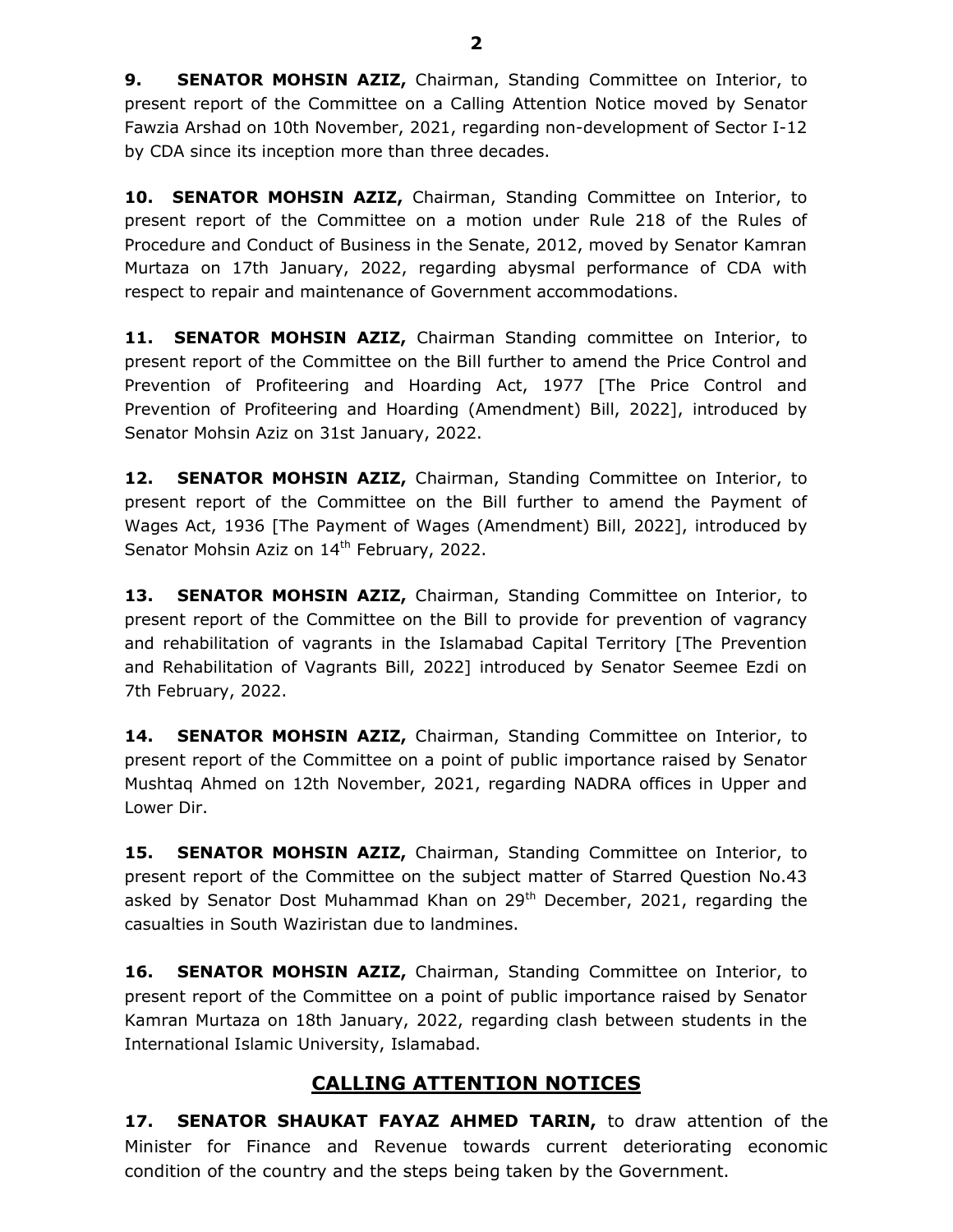**9. SENATOR MOHSIN AZIZ,** Chairman, Standing Committee on Interior, to present report of the Committee on a Calling Attention Notice moved by Senator Fawzia Arshad on 10th November, 2021, regarding non-development of Sector I-12 by CDA since its inception more than three decades.

**10. SENATOR MOHSIN AZIZ,** Chairman, Standing Committee on Interior, to present report of the Committee on a motion under Rule 218 of the Rules of Procedure and Conduct of Business in the Senate, 2012, moved by Senator Kamran Murtaza on 17th January, 2022, regarding abysmal performance of CDA with respect to repair and maintenance of Government accommodations.

**11. SENATOR MOHSIN AZIZ,** Chairman Standing committee on Interior, to present report of the Committee on the Bill further to amend the Price Control and Prevention of Profiteering and Hoarding Act, 1977 [The Price Control and Prevention of Profiteering and Hoarding (Amendment) Bill, 2022], introduced by Senator Mohsin Aziz on 31st January, 2022.

**12. SENATOR MOHSIN AZIZ,** Chairman, Standing Committee on Interior, to present report of the Committee on the Bill further to amend the Payment of Wages Act, 1936 [The Payment of Wages (Amendment) Bill, 2022], introduced by Senator Mohsin Aziz on 14th February, 2022.

**13. SENATOR MOHSIN AZIZ,** Chairman, Standing Committee on Interior, to present report of the Committee on the Bill to provide for prevention of vagrancy and rehabilitation of vagrants in the Islamabad Capital Territory [The Prevention and Rehabilitation of Vagrants Bill, 2022] introduced by Senator Seemee Ezdi on 7th February, 2022.

**14. SENATOR MOHSIN AZIZ,** Chairman, Standing Committee on Interior, to present report of the Committee on a point of public importance raised by Senator Mushtaq Ahmed on 12th November, 2021, regarding NADRA offices in Upper and Lower Dir.

**15. SENATOR MOHSIN AZIZ,** Chairman, Standing Committee on Interior, to present report of the Committee on the subject matter of Starred Question No.43 asked by Senator Dost Muhammad Khan on 29th December, 2021, regarding the casualties in South Waziristan due to landmines.

**16. SENATOR MOHSIN AZIZ,** Chairman, Standing Committee on Interior, to present report of the Committee on a point of public importance raised by Senator Kamran Murtaza on 18th January, 2022, regarding clash between students in the International Islamic University, Islamabad.

## CALLING ATTENTION NOTICES

**17. SENATOR SHAUKAT FAYAZ AHMED TARIN,** to draw attention of the Minister for Finance and Revenue towards current deteriorating economic condition of the country and the steps being taken by the Government.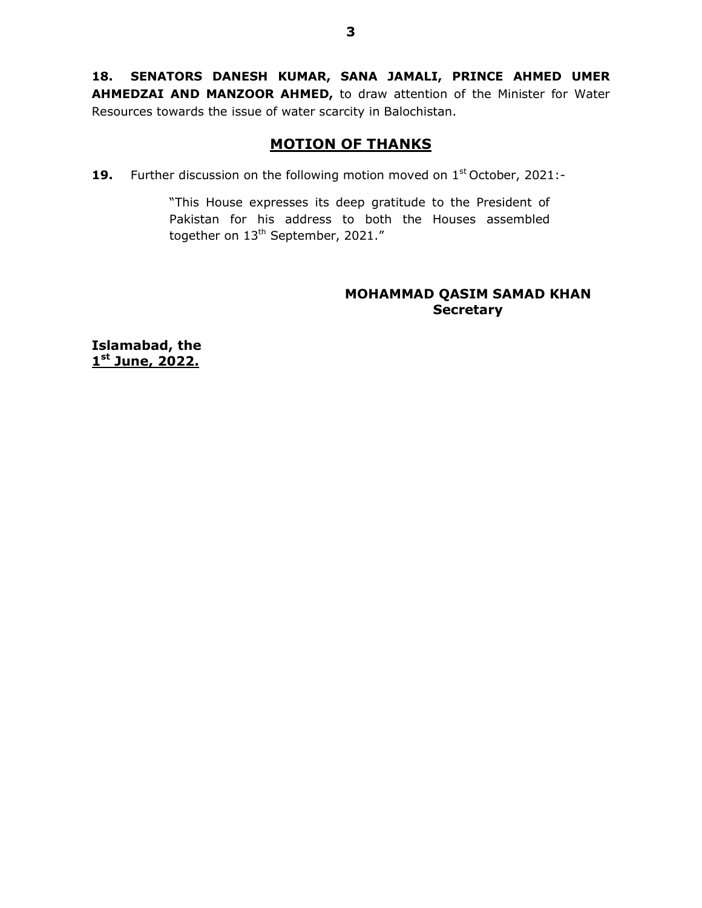**18. SENATORS DANESH KUMAR, SANA JAMALI, PRINCE AHMED UMER AHMEDZAI AND MANZOOR AHMED,** to draw attention of the Minister for Water Resources towards the issue of water scarcity in Balochistan.

## MOTION OF THANKS

**19.** Further discussion on the following motion moved on 1st October, 2021:-

> "This House expresses its deep gratitude to the President of Pakistan for his address to both the Houses assembled together on 13th September, 2021."

**MOHAMMAD QASIM SAMAD KHAN**
**Secretary**

**Islamabad, the**
**1st June, 2022.**